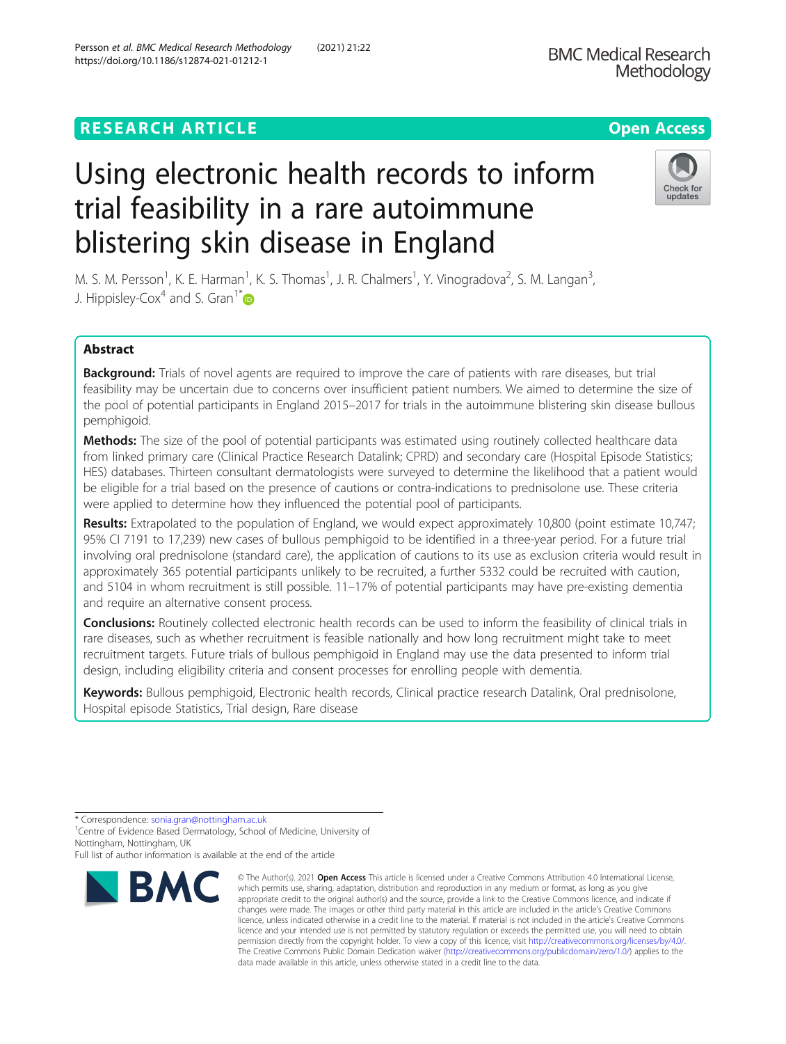RESEARCH ARTICLE

Open Access

# Using electronic health records to inform trial feasibility in a rare autoimmune blistering skin disease in England

M. S. M. Persson[1], K. E. Harman[1], K. S. Thomas[1], J. R. Chalmers[1], Y. Vinogradova[2], S. M. Langan[3], J. Hippisley-Cox[4] and S. Gran[1*]

## Abstract

**Background:** Trials of novel agents are required to improve the care of patients with rare diseases, but trial feasibility may be uncertain due to concerns over insufficient patient numbers. We aimed to determine the size of the pool of potential participants in England 2015–2017 for trials in the autoimmune blistering skin disease bullous pemphigoid.

**Methods:** The size of the pool of potential participants was estimated using routinely collected healthcare data from linked primary care (Clinical Practice Research Datalink; CPRD) and secondary care (Hospital Episode Statistics; HES) databases. Thirteen consultant dermatologists were surveyed to determine the likelihood that a patient would be eligible for a trial based on the presence of cautions or contra-indications to prednisolone use. These criteria were applied to determine how they influenced the potential pool of participants.

**Results:** Extrapolated to the population of England, we would expect approximately 10,800 (point estimate 10,747; 95% CI 7191 to 17,239) new cases of bullous pemphigoid to be identified in a three-year period. For a future trial involving oral prednisolone (standard care), the application of cautions to its use as exclusion criteria would result in approximately 365 potential participants unlikely to be recruited, a further 5332 could be recruited with caution, and 5104 in whom recruitment is still possible. 11–17% of potential participants may have pre-existing dementia and require an alternative consent process.

**Conclusions:** Routinely collected electronic health records can be used to inform the feasibility of clinical trials in rare diseases, such as whether recruitment is feasible nationally and how long recruitment might take to meet recruitment targets. Future trials of bullous pemphigoid in England may use the data presented to inform trial design, including eligibility criteria and consent processes for enrolling people with dementia.

**Keywords:** Bullous pemphigoid, Electronic health records, Clinical practice research Datalink, Oral prednisolone, Hospital episode Statistics, Trial design, Rare disease

* Correspondence: sonia.gran@nottingham.ac.uk
[1]Centre of Evidence Based Dermatology, School of Medicine, University of Nottingham, Nottingham, UK
Full list of author information is available at the end of the article

© The Author(s). 2021 **Open Access** This article is licensed under a Creative Commons Attribution 4.0 International License, which permits use, sharing, adaptation, distribution and reproduction in any medium or format, as long as you give appropriate credit to the original author(s) and the source, provide a link to the Creative Commons licence, and indicate if changes were made. The images or other third party material in this article are included in the article's Creative Commons licence, unless indicated otherwise in a credit line to the material. If material is not included in the article's Creative Commons licence and your intended use is not permitted by statutory regulation or exceeds the permitted use, you will need to obtain permission directly from the copyright holder. To view a copy of this licence, visit http://creativecommons.org/licenses/by/4.0/. The Creative Commons Public Domain Dedication waiver (http://creativecommons.org/publicdomain/zero/1.0/) applies to the data made available in this article, unless otherwise stated in a credit line to the data.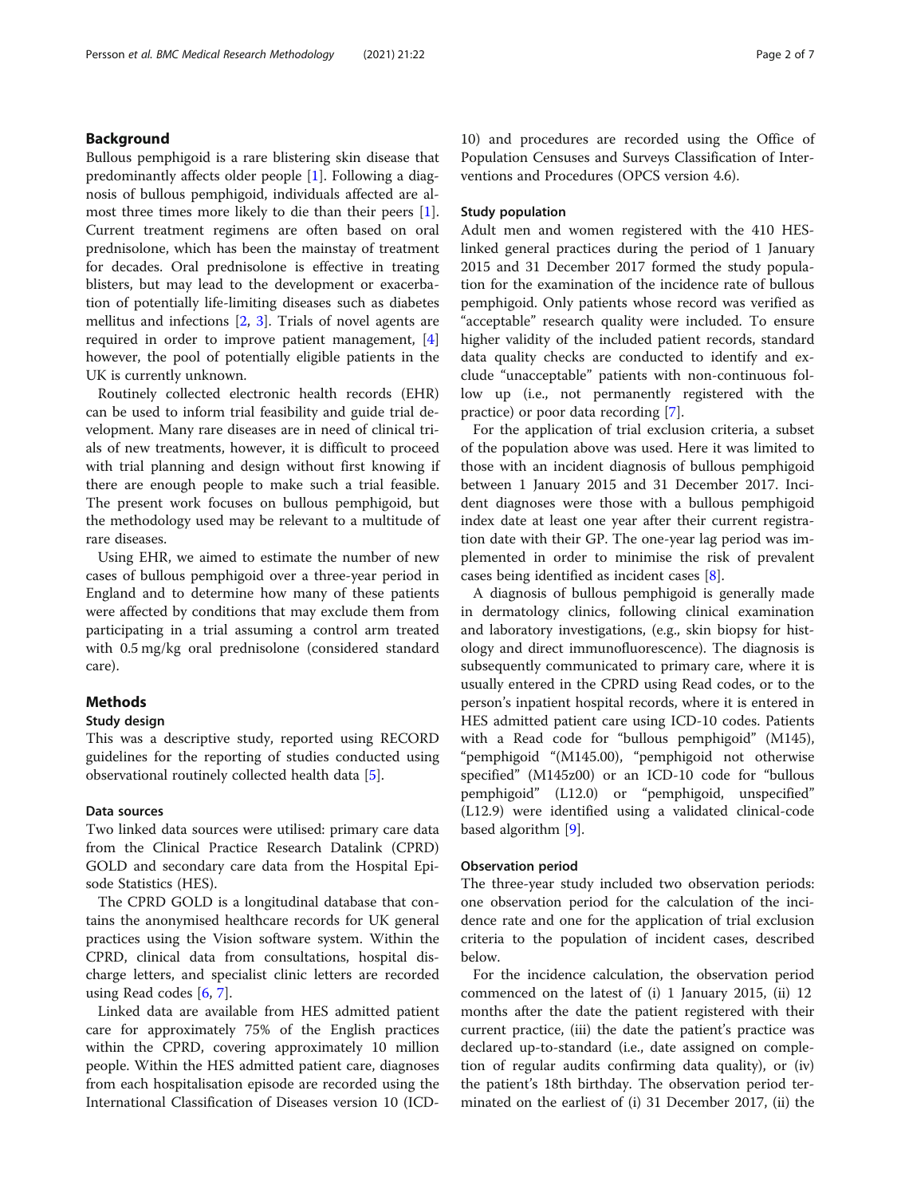## Background

Bullous pemphigoid is a rare blistering skin disease that predominantly affects older people [1]. Following a diagnosis of bullous pemphigoid, individuals affected are almost three times more likely to die than their peers [1]. Current treatment regimens are often based on oral prednisolone, which has been the mainstay of treatment for decades. Oral prednisolone is effective in treating blisters, but may lead to the development or exacerbation of potentially life-limiting diseases such as diabetes mellitus and infections [2, 3]. Trials of novel agents are required in order to improve patient management, [4] however, the pool of potentially eligible patients in the UK is currently unknown.

Routinely collected electronic health records (EHR) can be used to inform trial feasibility and guide trial development. Many rare diseases are in need of clinical trials of new treatments, however, it is difficult to proceed with trial planning and design without first knowing if there are enough people to make such a trial feasible. The present work focuses on bullous pemphigoid, but the methodology used may be relevant to a multitude of rare diseases.

Using EHR, we aimed to estimate the number of new cases of bullous pemphigoid over a three-year period in England and to determine how many of these patients were affected by conditions that may exclude them from participating in a trial assuming a control arm treated with 0.5 mg/kg oral prednisolone (considered standard care).

## Methods

### Study design

This was a descriptive study, reported using RECORD guidelines for the reporting of studies conducted using observational routinely collected health data [5].

### Data sources

Two linked data sources were utilised: primary care data from the Clinical Practice Research Datalink (CPRD) GOLD and secondary care data from the Hospital Episode Statistics (HES).

The CPRD GOLD is a longitudinal database that contains the anonymised healthcare records for UK general practices using the Vision software system. Within the CPRD, clinical data from consultations, hospital discharge letters, and specialist clinic letters are recorded using Read codes [6, 7].

Linked data are available from HES admitted patient care for approximately 75% of the English practices within the CPRD, covering approximately 10 million people. Within the HES admitted patient care, diagnoses from each hospitalisation episode are recorded using the International Classification of Diseases version 10 (ICD-10) and procedures are recorded using the Office of Population Censuses and Surveys Classification of Interventions and Procedures (OPCS version 4.6).

### Study population

Adult men and women registered with the 410 HES-linked general practices during the period of 1 January 2015 and 31 December 2017 formed the study population for the examination of the incidence rate of bullous pemphigoid. Only patients whose record was verified as "acceptable" research quality were included. To ensure higher validity of the included patient records, standard data quality checks are conducted to identify and exclude "unacceptable" patients with non-continuous follow up (i.e., not permanently registered with the practice) or poor data recording [7].

For the application of trial exclusion criteria, a subset of the population above was used. Here it was limited to those with an incident diagnosis of bullous pemphigoid between 1 January 2015 and 31 December 2017. Incident diagnoses were those with a bullous pemphigoid index date at least one year after their current registration date with their GP. The one-year lag period was implemented in order to minimise the risk of prevalent cases being identified as incident cases [8].

A diagnosis of bullous pemphigoid is generally made in dermatology clinics, following clinical examination and laboratory investigations, (e.g., skin biopsy for histology and direct immunofluorescence). The diagnosis is subsequently communicated to primary care, where it is usually entered in the CPRD using Read codes, or to the person's inpatient hospital records, where it is entered in HES admitted patient care using ICD-10 codes. Patients with a Read code for "bullous pemphigoid" (M145), "pemphigoid "(M145.00), "pemphigoid not otherwise specified" (M145z00) or an ICD-10 code for "bullous pemphigoid" (L12.0) or "pemphigoid, unspecified" (L12.9) were identified using a validated clinical-code based algorithm [9].

### Observation period

The three-year study included two observation periods: one observation period for the calculation of the incidence rate and one for the application of trial exclusion criteria to the population of incident cases, described below.

For the incidence calculation, the observation period commenced on the latest of (i) 1 January 2015, (ii) 12 months after the date the patient registered with their current practice, (iii) the date the patient's practice was declared up-to-standard (i.e., date assigned on completion of regular audits confirming data quality), or (iv) the patient's 18th birthday. The observation period terminated on the earliest of (i) 31 December 2017, (ii) the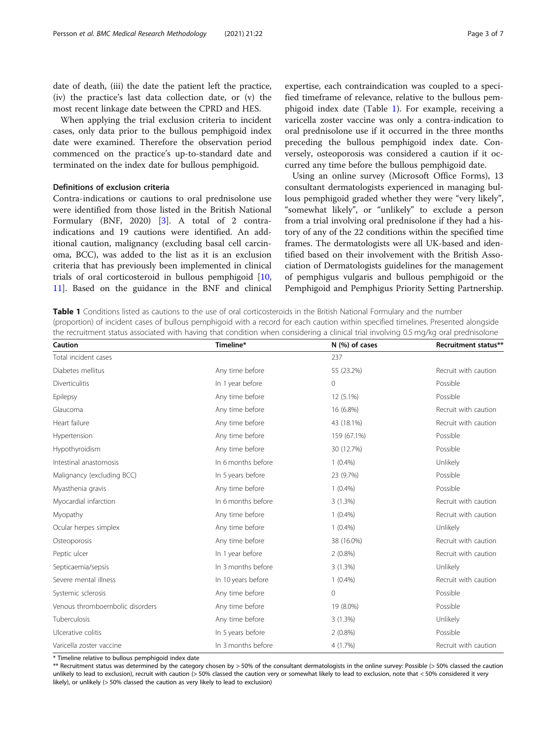date of death, (iii) the date the patient left the practice, (iv) the practice's last data collection date, or (v) the most recent linkage date between the CPRD and HES.

When applying the trial exclusion criteria to incident cases, only data prior to the bullous pemphigoid index date were examined. Therefore the observation period commenced on the practice's up-to-standard date and terminated on the index date for bullous pemphigoid.

### Definitions of exclusion criteria

Contra-indications or cautions to oral prednisolone use were identified from those listed in the British National Formulary (BNF, 2020) [3]. A total of 2 contra-indications and 19 cautions were identified. An additional caution, malignancy (excluding basal cell carcinoma, BCC), was added to the list as it is an exclusion criteria that has previously been implemented in clinical trials of oral corticosteroid in bullous pemphigoid [10, 11]. Based on the guidance in the BNF and clinical expertise, each contraindication was coupled to a specified timeframe of relevance, relative to the bullous pemphigoid index date (Table 1). For example, receiving a varicella zoster vaccine was only a contra-indication to oral prednisolone use if it occurred in the three months preceding the bullous pemphigoid index date. Conversely, osteoporosis was considered a caution if it occurred any time before the bullous pemphigoid date.

Using an online survey (Microsoft Office Forms), 13 consultant dermatologists experienced in managing bullous pemphigoid graded whether they were "very likely", "somewhat likely", or "unlikely" to exclude a person from a trial involving oral prednisolone if they had a history of any of the 22 conditions within the specified time frames. The dermatologists were all UK-based and identified based on their involvement with the British Association of Dermatologists guidelines for the management of pemphigus vulgaris and bullous pemphigoid or the Pemphigoid and Pemphigus Priority Setting Partnership.

**Table 1** Conditions listed as cautions to the use of oral corticosteroids in the British National Formulary and the number (proportion) of incident cases of bullous pemphigoid with a record for each caution within specified timelines. Presented alongside the recruitment status associated with having that condition when considering a clinical trial involving 0.5 mg/kg oral prednisolone

| Caution | Timeline* | N (%) of cases | Recruitment status** |
|---|---|---|---|
| Total incident cases | | 237 | |
| Diabetes mellitus | Any time before | 55 (23.2%) | Recruit with caution |
| Diverticulitis | In 1 year before | 0 | Possible |
| Epilepsy | Any time before | 12 (5.1%) | Possible |
| Glaucoma | Any time before | 16 (6.8%) | Recruit with caution |
| Heart failure | Any time before | 43 (18.1%) | Recruit with caution |
| Hypertension | Any time before | 159 (67.1%) | Possible |
| Hypothyroidism | Any time before | 30 (12.7%) | Possible |
| Intestinal anastomosis | In 6 months before | 1 (0.4%) | Unlikely |
| Malignancy (excluding BCC) | In 5 years before | 23 (9.7%) | Possible |
| Myasthenia gravis | Any time before | 1 (0.4%) | Possible |
| Myocardial infarction | In 6 months before | 3 (1.3%) | Recruit with caution |
| Myopathy | Any time before | 1 (0.4%) | Recruit with caution |
| Ocular herpes simplex | Any time before | 1 (0.4%) | Unlikely |
| Osteoporosis | Any time before | 38 (16.0%) | Recruit with caution |
| Peptic ulcer | In 1 year before | 2 (0.8%) | Recruit with caution |
| Septicaemia/sepsis | In 3 months before | 3 (1.3%) | Unlikely |
| Severe mental illness | In 10 years before | 1 (0.4%) | Recruit with caution |
| Systemic sclerosis | Any time before | 0 | Possible |
| Venous thromboembolic disorders | Any time before | 19 (8.0%) | Possible |
| Tuberculosis | Any time before | 3 (1.3%) | Unlikely |
| Ulcerative colitis | In 5 years before | 2 (0.8%) | Possible |
| Varicella zoster vaccine | In 3 months before | 4 (1.7%) | Recruit with caution |

\* Timeline relative to bullous pemphigoid index date

\*\* Recruitment status was determined by the category chosen by > 50% of the consultant dermatologists in the online survey: Possible (> 50% classed the caution unlikely to lead to exclusion), recruit with caution (> 50% classed the caution very or somewhat likely to lead to exclusion, note that < 50% considered it very likely), or unlikely (> 50% classed the caution as very likely to lead to exclusion)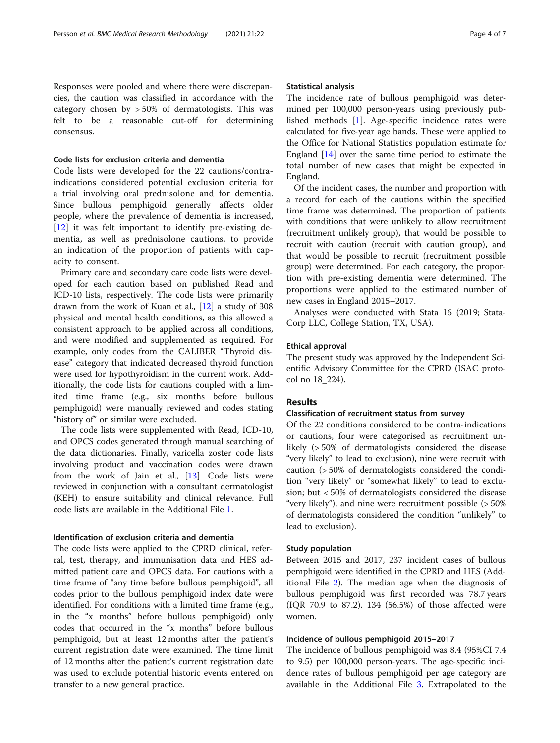Responses were pooled and where there were discrepancies, the caution was classified in accordance with the category chosen by > 50% of dermatologists. This was felt to be a reasonable cut-off for determining consensus.

### Code lists for exclusion criteria and dementia

Code lists were developed for the 22 cautions/contra-indications considered potential exclusion criteria for a trial involving oral prednisolone and for dementia. Since bullous pemphigoid generally affects older people, where the prevalence of dementia is increased, [12] it was felt important to identify pre-existing dementia, as well as prednisolone cautions, to provide an indication of the proportion of patients with capacity to consent.

Primary care and secondary care code lists were developed for each caution based on published Read and ICD-10 lists, respectively. The code lists were primarily drawn from the work of Kuan et al., [12] a study of 308 physical and mental health conditions, as this allowed a consistent approach to be applied across all conditions, and were modified and supplemented as required. For example, only codes from the CALIBER "Thyroid disease" category that indicated decreased thyroid function were used for hypothyroidism in the current work. Additionally, the code lists for cautions coupled with a limited time frame (e.g., six months before bullous pemphigoid) were manually reviewed and codes stating "history of" or similar were excluded.

The code lists were supplemented with Read, ICD-10, and OPCS codes generated through manual searching of the data dictionaries. Finally, varicella zoster code lists involving product and vaccination codes were drawn from the work of Jain et al., [13]. Code lists were reviewed in conjunction with a consultant dermatologist (KEH) to ensure suitability and clinical relevance. Full code lists are available in the Additional File 1.

### Identification of exclusion criteria and dementia

The code lists were applied to the CPRD clinical, referral, test, therapy, and immunisation data and HES admitted patient care and OPCS data. For cautions with a time frame of "any time before bullous pemphigoid", all codes prior to the bullous pemphigoid index date were identified. For conditions with a limited time frame (e.g., in the "x months" before bullous pemphigoid) only codes that occurred in the "x months" before bullous pemphigoid, but at least 12 months after the patient's current registration date were examined. The time limit of 12 months after the patient's current registration date was used to exclude potential historic events entered on transfer to a new general practice.

### Statistical analysis

The incidence rate of bullous pemphigoid was determined per 100,000 person-years using previously published methods [1]. Age-specific incidence rates were calculated for five-year age bands. These were applied to the Office for National Statistics population estimate for England [14] over the same time period to estimate the total number of new cases that might be expected in England.

Of the incident cases, the number and proportion with a record for each of the cautions within the specified time frame was determined. The proportion of patients with conditions that were unlikely to allow recruitment (recruitment unlikely group), that would be possible to recruit with caution (recruit with caution group), and that would be possible to recruit (recruitment possible group) were determined. For each category, the proportion with pre-existing dementia were determined. The proportions were applied to the estimated number of new cases in England 2015–2017.

Analyses were conducted with Stata 16 (2019; StataCorp LLC, College Station, TX, USA).

### Ethical approval

The present study was approved by the Independent Scientific Advisory Committee for the CPRD (ISAC protocol no 18_224).

## Results

### Classification of recruitment status from survey

Of the 22 conditions considered to be contra-indications or cautions, four were categorised as recruitment unlikely (> 50% of dermatologists considered the disease "very likely" to lead to exclusion), nine were recruit with caution (> 50% of dermatologists considered the condition "very likely" or "somewhat likely" to lead to exclusion; but < 50% of dermatologists considered the disease "very likely"), and nine were recruitment possible (> 50% of dermatologists considered the condition "unlikely" to lead to exclusion).

### Study population

Between 2015 and 2017, 237 incident cases of bullous pemphigoid were identified in the CPRD and HES (Additional File 2). The median age when the diagnosis of bullous pemphigoid was first recorded was 78.7 years (IQR 70.9 to 87.2). 134 (56.5%) of those affected were women.

### Incidence of bullous pemphigoid 2015–2017

The incidence of bullous pemphigoid was 8.4 (95%CI 7.4 to 9.5) per 100,000 person-years. The age-specific incidence rates of bullous pemphigoid per age category are available in the Additional File 3. Extrapolated to the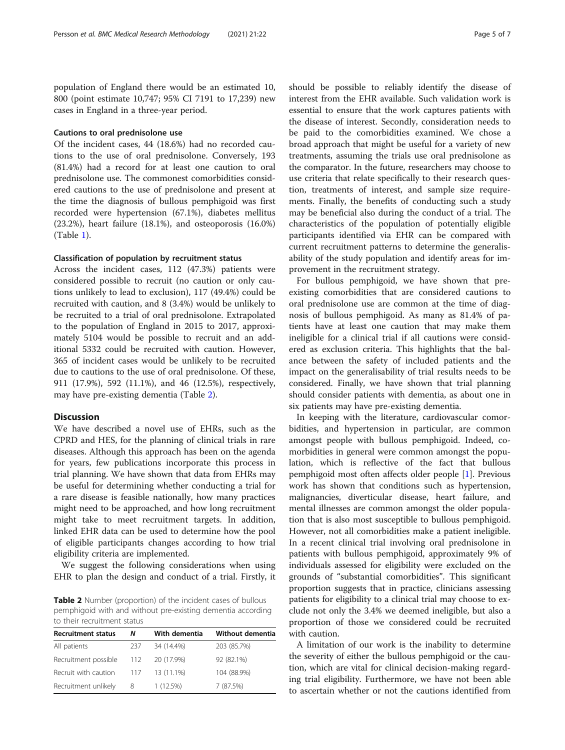population of England there would be an estimated 10, 800 (point estimate 10,747; 95% CI 7191 to 17,239) new cases in England in a three-year period.

### Cautions to oral prednisolone use

Of the incident cases, 44 (18.6%) had no recorded cautions to the use of oral prednisolone. Conversely, 193 (81.4%) had a record for at least one caution to oral prednisolone use. The commonest comorbidities considered cautions to the use of prednisolone and present at the time the diagnosis of bullous pemphigoid was first recorded were hypertension (67.1%), diabetes mellitus (23.2%), heart failure (18.1%), and osteoporosis (16.0%) (Table 1).

### Classification of population by recruitment status

Across the incident cases, 112 (47.3%) patients were considered possible to recruit (no caution or only cautions unlikely to lead to exclusion), 117 (49.4%) could be recruited with caution, and 8 (3.4%) would be unlikely to be recruited to a trial of oral prednisolone. Extrapolated to the population of England in 2015 to 2017, approximately 5104 would be possible to recruit and an additional 5332 could be recruited with caution. However, 365 of incident cases would be unlikely to be recruited due to cautions to the use of oral prednisolone. Of these, 911 (17.9%), 592 (11.1%), and 46 (12.5%), respectively, may have pre-existing dementia (Table 2).

## Discussion

We have described a novel use of EHRs, such as the CPRD and HES, for the planning of clinical trials in rare diseases. Although this approach has been on the agenda for years, few publications incorporate this process in trial planning. We have shown that data from EHRs may be useful for determining whether conducting a trial for a rare disease is feasible nationally, how many practices might need to be approached, and how long recruitment might take to meet recruitment targets. In addition, linked EHR data can be used to determine how the pool of eligible participants changes according to how trial eligibility criteria are implemented.

We suggest the following considerations when using EHR to plan the design and conduct of a trial. Firstly, it should be possible to reliably identify the disease of interest from the EHR available. Such validation work is essential to ensure that the work captures patients with the disease of interest. Secondly, consideration needs to be paid to the comorbidities examined. We chose a broad approach that might be useful for a variety of new treatments, assuming the trials use oral prednisolone as the comparator. In the future, researchers may choose to use criteria that relate specifically to their research question, treatments of interest, and sample size requirements. Finally, the benefits of conducting such a study may be beneficial also during the conduct of a trial. The characteristics of the population of potentially eligible participants identified via EHR can be compared with current recruitment patterns to determine the generalisability of the study population and identify areas for improvement in the recruitment strategy.

For bullous pemphigoid, we have shown that pre-existing comorbidities that are considered cautions to oral prednisolone use are common at the time of diagnosis of bullous pemphigoid. As many as 81.4% of patients have at least one caution that may make them ineligible for a clinical trial if all cautions were considered as exclusion criteria. This highlights that the balance between the safety of included patients and the impact on the generalisability of trial results needs to be considered. Finally, we have shown that trial planning should consider patients with dementia, as about one in six patients may have pre-existing dementia.

In keeping with the literature, cardiovascular comorbidities, and hypertension in particular, are common amongst people with bullous pemphigoid. Indeed, comorbidities in general were common amongst the population, which is reflective of the fact that bullous pemphigoid most often affects older people [1]. Previous work has shown that conditions such as hypertension, malignancies, diverticular disease, heart failure, and mental illnesses are common amongst the older population that is also most susceptible to bullous pemphigoid. However, not all comorbidities make a patient ineligible. In a recent clinical trial involving oral prednisolone in patients with bullous pemphigoid, approximately 9% of individuals assessed for eligibility were excluded on the grounds of "substantial comorbidities". This significant proportion suggests that in practice, clinicians assessing patients for eligibility to a clinical trial may choose to exclude not only the 3.4% we deemed ineligible, but also a proportion of those we considered could be recruited with caution.

A limitation of our work is the inability to determine the severity of either the bullous pemphigoid or the caution, which are vital for clinical decision-making regarding trial eligibility. Furthermore, we have not been able to ascertain whether or not the cautions identified from

**Table 2** Number (proportion) of the incident cases of bullous pemphigoid with and without pre-existing dementia according to their recruitment status

| Recruitment status | N | With dementia | Without dementia |
|---|---|---|---|
| All patients | 237 | 34 (14.4%) | 203 (85.7%) |
| Recruitment possible | 112 | 20 (17.9%) | 92 (82.1%) |
| Recruit with caution | 117 | 13 (11.1%) | 104 (88.9%) |
| Recruitment unlikely | 8 | 1 (12.5%) | 7 (87.5%) |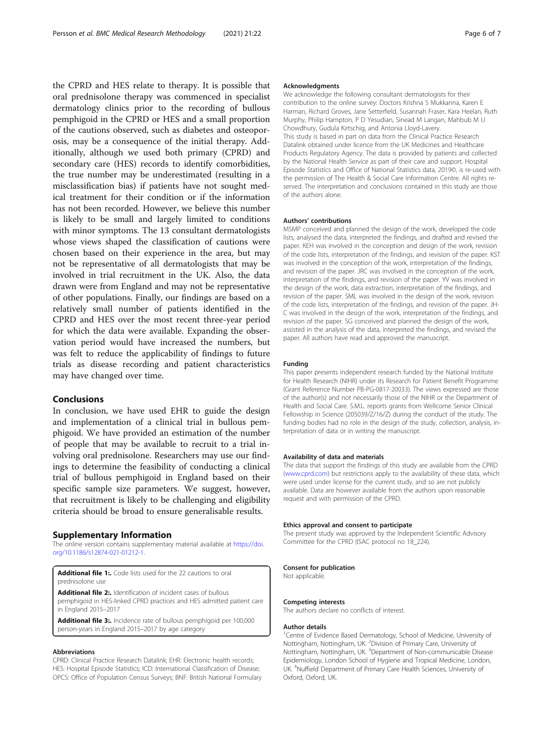the CPRD and HES relate to therapy. It is possible that oral prednisolone therapy was commenced in specialist dermatology clinics prior to the recording of bullous pemphigoid in the CPRD or HES and a small proportion of the cautions observed, such as diabetes and osteoporosis, may be a consequence of the initial therapy. Additionally, although we used both primary (CPRD) and secondary care (HES) records to identify comorbidities, the true number may be underestimated (resulting in a misclassification bias) if patients have not sought medical treatment for their condition or if the information has not been recorded. However, we believe this number is likely to be small and largely limited to conditions with minor symptoms. The 13 consultant dermatologists whose views shaped the classification of cautions were chosen based on their experience in the area, but may not be representative of all dermatologists that may be involved in trial recruitment in the UK. Also, the data drawn were from England and may not be representative of other populations. Finally, our findings are based on a relatively small number of patients identified in the CPRD and HES over the most recent three-year period for which the data were available. Expanding the observation period would have increased the numbers, but was felt to reduce the applicability of findings to future trials as disease recording and patient characteristics may have changed over time.

## Conclusions

In conclusion, we have used EHR to guide the design and implementation of a clinical trial in bullous pemphigoid. We have provided an estimation of the number of people that may be available to recruit to a trial involving oral prednisolone. Researchers may use our findings to determine the feasibility of conducting a clinical trial of bullous pemphigoid in England based on their specific sample size parameters. We suggest, however, that recruitment is likely to be challenging and eligibility criteria should be broad to ensure generalisable results.

## Supplementary Information

The online version contains supplementary material available at https://doi.org/10.1186/s12874-021-01212-1.

**Additional file 1:.** Code lists used for the 22 cautions to oral prednisolone use

**Additional file 2:.** Identification of incident cases of bullous pemphigoid in HES-linked CPRD practices and HES admitted patient care in England 2015–2017

**Additional file 3:.** Incidence rate of bullous pemphigoid per 100,000 person-years in England 2015–2017 by age category

#### Abbreviations

CPRD: Clinical Practice Research Datalink; EHR: Electronic health records; HES: Hospital Episode Statistics; ICD: International Classification of Disease; OPCS: Office of Population Census Surveys; BNF: British National Formulary

#### Acknowledgments

We acknowledge the following consultant dermatologists for their contribution to the online survey: Doctors Krishna S Mukkanna, Karen E Harman, Richard Groves, Jane Setterfield, Susannah Fraser, Kara Heelan, Ruth Murphy, Philip Hampton, P D Yesudian, Sinead M Langan, Mahbub M U Chowdhury, Gudula Kirtschig, and Antonia Lloyd-Lavery.

This study is based in part on data from the Clinical Practice Research Datalink obtained under licence from the UK Medicines and Healthcare Products Regulatory Agency. The data is provided by patients and collected by the National Health Service as part of their care and support. Hospital Episode Statistics and Office of National Statistics data, 2019©, is re-used with the permission of The Health & Social Care Information Centre. All rights reserved. The interpretation and conclusions contained in this study are those of the authors alone.

#### Authors' contributions

MSMP conceived and planned the design of the work, developed the code lists, analysed the data, interpreted the findings, and drafted and revised the paper. KEH was involved in the conception and design of the work, revision of the code lists, interpretation of the findings, and revision of the paper. KST was involved in the conception of the work, interpretation of the findings, and revision of the paper. JRC was involved in the conception of the work, interpretation of the findings, and revision of the paper. YV was involved in the design of the work, data extraction, interpretation of the findings, and revision of the paper. SML was involved in the design of the work, revision of the code lists, interpretation of the findings, and revision of the paper. JH-C was involved in the design of the work, interpretation of the findings, and revision of the paper. SG conceived and planned the design of the work, assisted in the analysis of the data, interpreted the findings, and revised the paper. All authors have read and approved the manuscript.

#### Funding

This paper presents independent research funded by the National Institute for Health Research (NIHR) under its Research for Patient Benefit Programme (Grant Reference Number PB-PG-0817-20033). The views expressed are those of the author(s) and not necessarily those of the NIHR or the Department of Health and Social Care. S.M.L. reports grants from Wellcome Senior Clinical Fellowship in Science (205039/Z/16/Z) during the conduct of the study. The funding bodies had no role in the design of the study, collection, analysis, interpretation of data or in writing the manuscript.

#### Availability of data and materials

The data that support the findings of this study are available from the CPRD (www.cprd.com) but restrictions apply to the availability of these data, which were used under license for the current study, and so are not publicly available. Data are however available from the authors upon reasonable request and with permission of the CPRD.

#### Ethics approval and consent to participate

The present study was approved by the Independent Scientific Advisory Committee for the CPRD (ISAC protocol no 18_224).

#### Consent for publication

Not applicable.

#### Competing interests

The authors declare no conflicts of interest.

#### Author details

[1]Centre of Evidence Based Dermatology, School of Medicine, University of Nottingham, Nottingham, UK. [2]Division of Primary Care, University of Nottingham, Nottingham, UK. [3]Department of Non-communicable Disease Epidemiology, London School of Hygiene and Tropical Medicine, London, UK. [4]Nuffield Department of Primary Care Health Sciences, University of Oxford, Oxford, UK.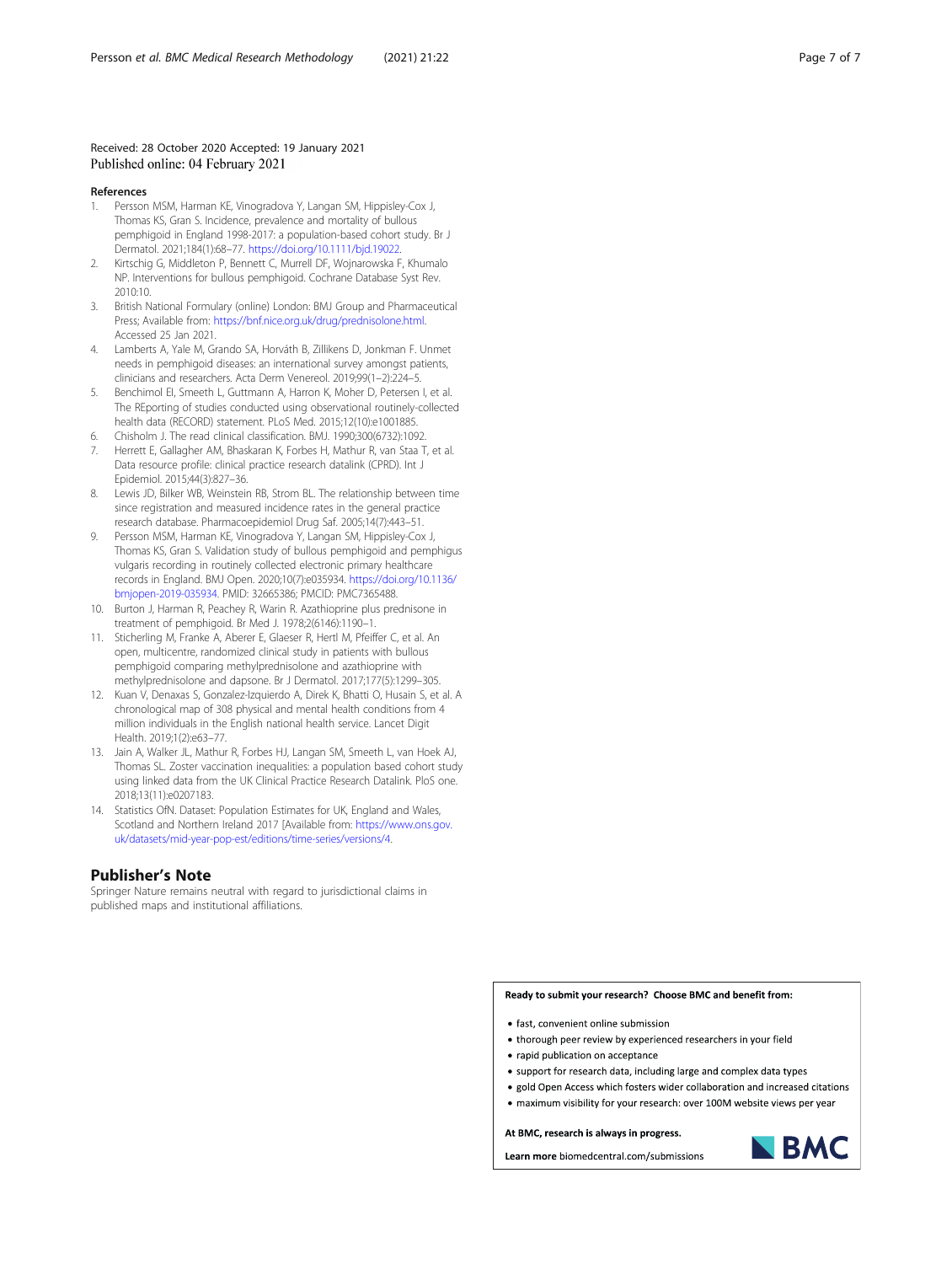Received: 28 October 2020 Accepted: 19 January 2021
Published online: 04 February 2021

### References

1. Persson MSM, Harman KE, Vinogradova Y, Langan SM, Hippisley-Cox J, Thomas KS, Gran S. Incidence, prevalence and mortality of bullous pemphigoid in England 1998-2017: a population-based cohort study. Br J Dermatol. 2021;184(1):68–77. https://doi.org/10.1111/bjd.19022.
2. Kirtschig G, Middleton P, Bennett C, Murrell DF, Wojnarowska F, Khumalo NP. Interventions for bullous pemphigoid. Cochrane Database Syst Rev. 2010:10.
3. British National Formulary (online) London: BMJ Group and Pharmaceutical Press; Available from: https://bnf.nice.org.uk/drug/prednisolone.html. Accessed 25 Jan 2021.
4. Lamberts A, Yale M, Grando SA, Horváth B, Zillikens D, Jonkman F. Unmet needs in pemphigoid diseases: an international survey amongst patients, clinicians and researchers. Acta Derm Venereol. 2019;99(1–2):224–5.
5. Benchimol EI, Smeeth L, Guttmann A, Harron K, Moher D, Petersen I, et al. The REporting of studies conducted using observational routinely-collected health data (RECORD) statement. PLoS Med. 2015;12(10):e1001885.
6. Chisholm J. The read clinical classification. BMJ. 1990;300(6732):1092.
7. Herrett E, Gallagher AM, Bhaskaran K, Forbes H, Mathur R, van Staa T, et al. Data resource profile: clinical practice research datalink (CPRD). Int J Epidemiol. 2015;44(3):827–36.
8. Lewis JD, Bilker WB, Weinstein RB, Strom BL. The relationship between time since registration and measured incidence rates in the general practice research database. Pharmacoepidemiol Drug Saf. 2005;14(7):443–51.
9. Persson MSM, Harman KE, Vinogradova Y, Langan SM, Hippisley-Cox J, Thomas KS, Gran S. Validation study of bullous pemphigoid and pemphigus vulgaris recording in routinely collected electronic primary healthcare records in England. BMJ Open. 2020;10(7):e035934. https://doi.org/10.1136/bmjopen-2019-035934. PMID: 32665386; PMCID: PMC7365488.
10. Burton J, Harman R, Peachey R, Warin R. Azathioprine plus prednisone in treatment of pemphigoid. Br Med J. 1978;2(6146):1190–1.
11. Sticherling M, Franke A, Aberer E, Glaeser R, Hertl M, Pfeiffer C, et al. An open, multicentre, randomized clinical study in patients with bullous pemphigoid comparing methylprednisolone and azathioprine with methylprednisolone and dapsone. Br J Dermatol. 2017;177(5):1299–305.
12. Kuan V, Denaxas S, Gonzalez-Izquierdo A, Direk K, Bhatti O, Husain S, et al. A chronological map of 308 physical and mental health conditions from 4 million individuals in the English national health service. Lancet Digit Health. 2019;1(2):e63–77.
13. Jain A, Walker JL, Mathur R, Forbes HJ, Langan SM, Smeeth L, van Hoek AJ, Thomas SL. Zoster vaccination inequalities: a population based cohort study using linked data from the UK Clinical Practice Research Datalink. PloS one. 2018;13(11):e0207183.
14. Statistics OfN. Dataset: Population Estimates for UK, England and Wales, Scotland and Northern Ireland 2017 [Available from: https://www.ons.gov.uk/datasets/mid-year-pop-est/editions/time-series/versions/4.

## Publisher's Note

Springer Nature remains neutral with regard to jurisdictional claims in published maps and institutional affiliations.

**Ready to submit your research? Choose BMC and benefit from:**

- fast, convenient online submission
- thorough peer review by experienced researchers in your field
- rapid publication on acceptance
- support for research data, including large and complex data types
- gold Open Access which fosters wider collaboration and increased citations
- maximum visibility for your research: over 100M website views per year

**At BMC, research is always in progress.**

**Learn more** biomedcentral.com/submissions

BMC